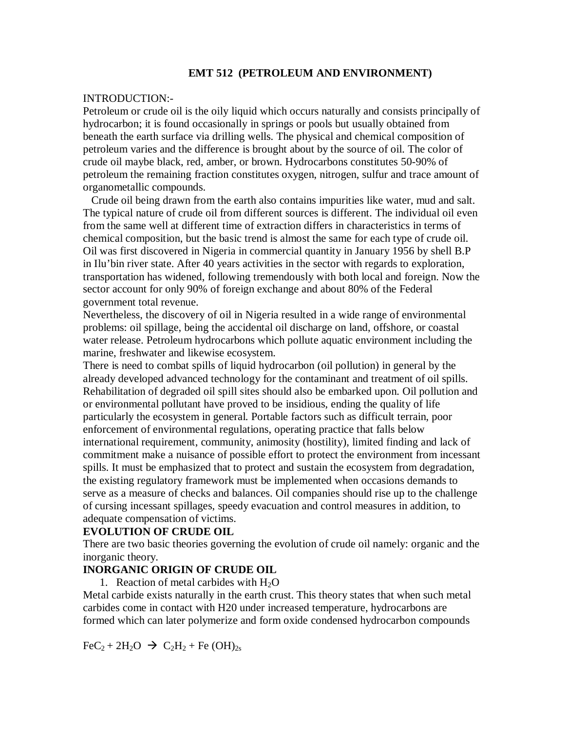# EMT 512 (PETROLEUM AND ENVIRONMENT)

INTRODUCTION:-

Petroleum or crude oil is the oily liquid which occurs naturally and consists principally of hydrocarbon; it is found occasionally in springs or pools but usually obtained from beneath the earth surface via drilling wells. The physical and chemical composition of petroleum varies and the difference is brought about by the source of oil. The color of crude oil maybe black, red, amber, or brown. Hydrocarbons constitutes 50-90% of petroleum the remaining fraction constitutes oxygen, nitrogen, sulfur and trace amount of organometallic compounds.

Crude oil being drawn from the earth also contains impurities like water, mud and salt. The typical nature of crude oil from different sources is different. The individual oil even from the same well at different time of extraction differs in characteristics in terms of chemical composition, but the basic trend is almost the same for each type of crude oil. Oil was first discovered in Nigeria in commercial quantity in January 1956 by shell B.P in Ilu'bin river state. After 40 years activities in the sector with regards to exploration, transportation has widened, following tremendously with both local and foreign. Now the sector account for only 90% of foreign exchange and about 80% of the Federal government total revenue.

Nevertheless, the discovery of oil in Nigeria resulted in a wide range of environmental problems: oil spillage, being the accidental oil discharge on land, offshore, or coastal water release. Petroleum hydrocarbons which pollute aquatic environment including the marine, freshwater and likewise ecosystem.

There is need to combat spills of liquid hydrocarbon (oil pollution) in general by the already developed advanced technology for the contaminant and treatment of oil spills. Rehabilitation of degraded oil spill sites should also be embarked upon. Oil pollution and or environmental pollutant have proved to be insidious, ending the quality of life particularly the ecosystem in general. Portable factors such as difficult terrain, poor enforcement of environmental regulations, operating practice that falls below international requirement, community, animosity (hostility), limited finding and lack of commitment make a nuisance of possible effort to protect the environment from incessant spills. It must be emphasized that to protect and sustain the ecosystem from degradation, the existing regulatory framework must be implemented when occasions demands to serve as a measure of checks and balances. Oil companies should rise up to the challenge of cursing incessant spillages, speedy evacuation and control measures in addition, to adequate compensation of victims.

**EVOLUTION OF CRUDE OIL**

There are two basic theories governing the evolution of crude oil namely: organic and the inorganic theory.

**INORGANIC ORIGIN OF CRUDE OIL**

1. Reaction of metal carbides with $H_2O$

Metal carbide exists naturally in the earth crust. This theory states that when such metal carbides come in contact with H20 under increased temperature, hydrocarbons are formed which can later polymerize and form oxide condensed hydrocarbon compounds

$$FeC_2 + 2H_2O \rightarrow C_2H_2 + Fe(OH)_{2s}$$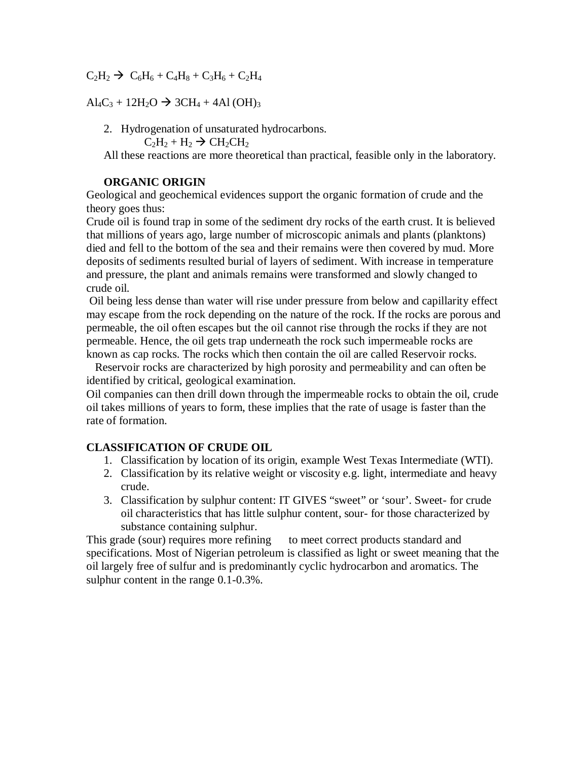$C_2H_2 \rightarrow C_6H_6 + C_4H_8 + C_3H_6 + C_2H_4$

$Al_4C_3 + 12H_2O \rightarrow 3CH_4 + 4Al(OH)_3$

2. Hydrogenation of unsaturated hydrocarbons.

   $C_2H_2 + H_2 \rightarrow CH_2CH_2$

All these reactions are more theoretical than practical, feasible only in the laboratory.

**ORGANIC ORIGIN**

Geological and geochemical evidences support the organic formation of crude and the theory goes thus:

Crude oil is found trap in some of the sediment dry rocks of the earth crust. It is believed that millions of years ago, large number of microscopic animals and plants (planktons) died and fell to the bottom of the sea and their remains were then covered by mud. More deposits of sediments resulted burial of layers of sediment. With increase in temperature and pressure, the plant and animals remains were transformed and slowly changed to crude oil.

Oil being less dense than water will rise under pressure from below and capillarity effect may escape from the rock depending on the nature of the rock. If the rocks are porous and permeable, the oil often escapes but the oil cannot rise through the rocks if they are not permeable. Hence, the oil gets trap underneath the rock such impermeable rocks are known as cap rocks. The rocks which then contain the oil are called Reservoir rocks.

Reservoir rocks are characterized by high porosity and permeability and can often be identified by critical, geological examination.

Oil companies can then drill down through the impermeable rocks to obtain the oil, crude oil takes millions of years to form, these implies that the rate of usage is faster than the rate of formation.

**CLASSIFICATION OF CRUDE OIL**

1. Classification by location of its origin, example West Texas Intermediate (WTI).
2. Classification by its relative weight or viscosity e.g. light, intermediate and heavy crude.
3. Classification by sulphur content: IT GIVES “sweet” or ‘sour’. Sweet- for crude oil characteristics that has little sulphur content, sour- for those characterized by substance containing sulphur.

This grade (sour) requires more refining to meet correct products standard and specifications. Most of Nigerian petroleum is classified as light or sweet meaning that the oil largely free of sulfur and is predominantly cyclic hydrocarbon and aromatics. The sulphur content in the range 0.1-0.3%.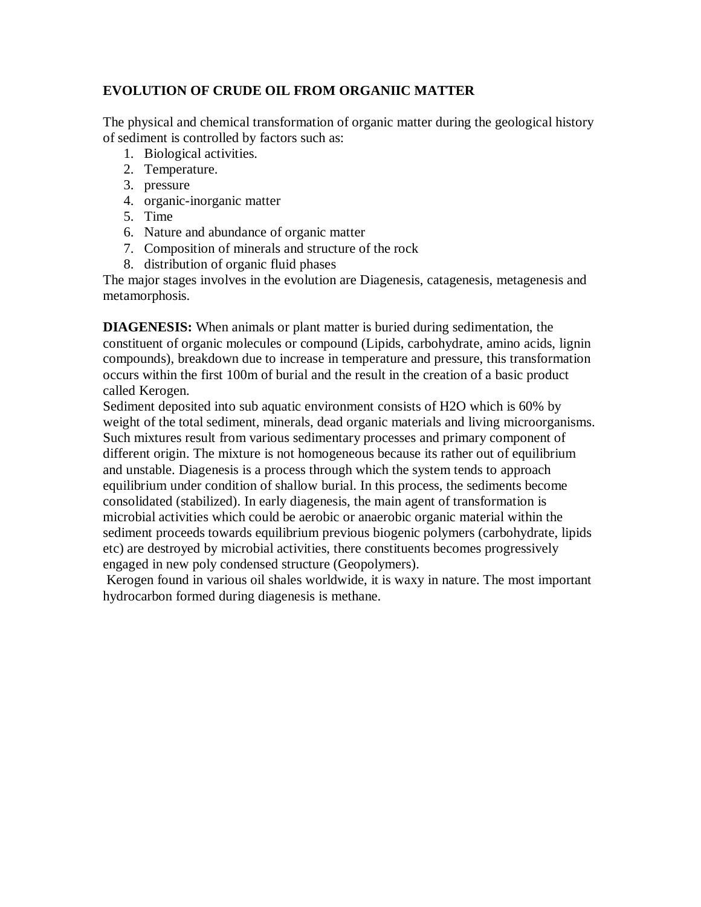## EVOLUTION OF CRUDE OIL FROM ORGANIIC MATTER

The physical and chemical transformation of organic matter during the geological history of sediment is controlled by factors such as:

1. Biological activities.
2. Temperature.
3. pressure
4. organic-inorganic matter
5. Time
6. Nature and abundance of organic matter
7. Composition of minerals and structure of the rock
8. distribution of organic fluid phases

The major stages involves in the evolution are Diagenesis, catagenesis, metagenesis and metamorphosis.

**DIAGENESIS:** When animals or plant matter is buried during sedimentation, the constituent of organic molecules or compound (Lipids, carbohydrate, amino acids, lignin compounds), breakdown due to increase in temperature and pressure, this transformation occurs within the first 100m of burial and the result in the creation of a basic product called Kerogen.

Sediment deposited into sub aquatic environment consists of $H_2O$ which is 60% by weight of the total sediment, minerals, dead organic materials and living microorganisms. Such mixtures result from various sedimentary processes and primary component of different origin. The mixture is not homogeneous because its rather out of equilibrium and unstable. Diagenesis is a process through which the system tends to approach equilibrium under condition of shallow burial. In this process, the sediments become consolidated (stabilized). In early diagenesis, the main agent of transformation is microbial activities which could be aerobic or anaerobic organic material within the sediment proceeds towards equilibrium previous biogenic polymers (carbohydrate, lipids etc) are destroyed by microbial activities, there constituents becomes progressively engaged in new poly condensed structure (Geopolymers).

Kerogen found in various oil shales worldwide, it is waxy in nature. The most important hydrocarbon formed during diagenesis is methane.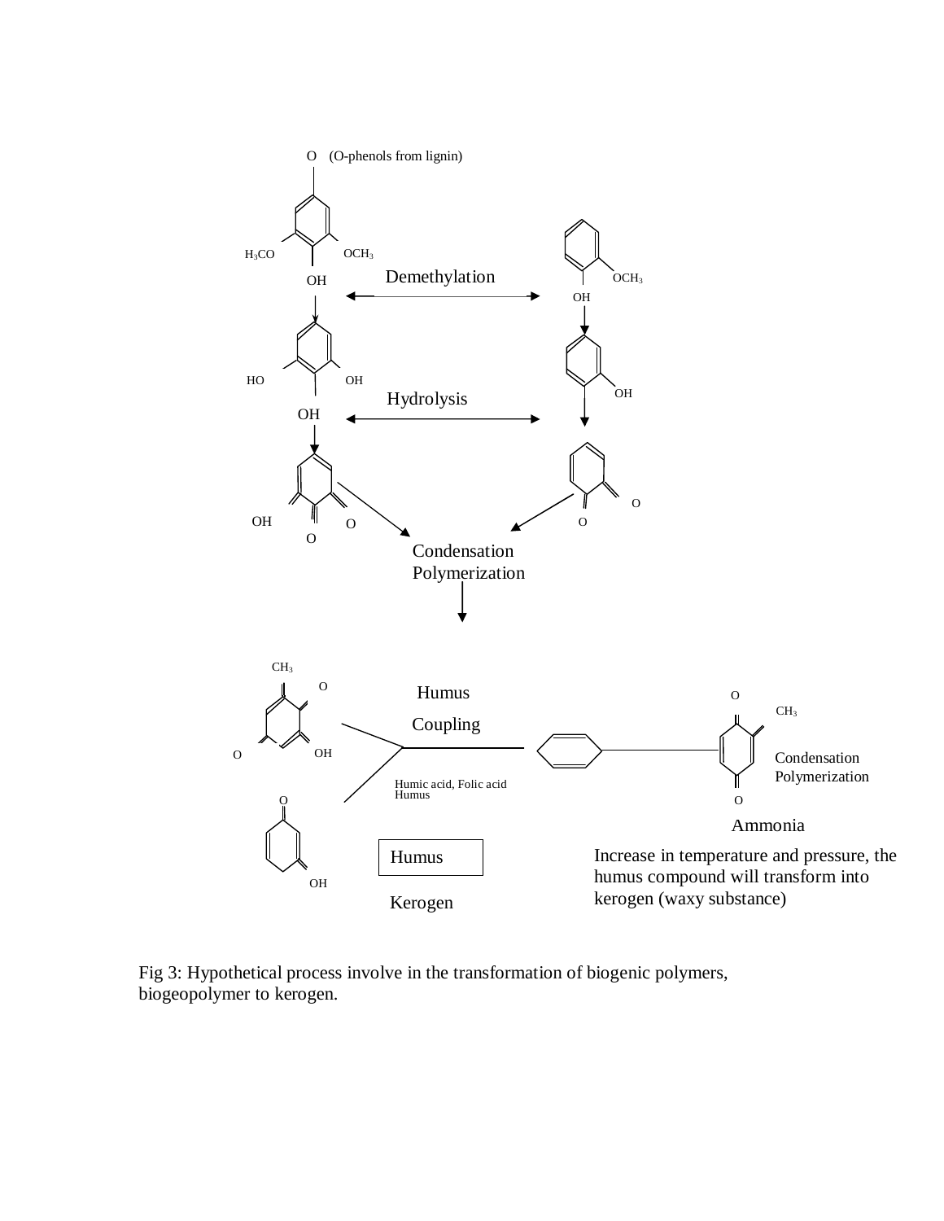O (O-phenols from lignin)

$H_3CO$ $OCH_3$

OH Demethylation $OCH_3$

OH

HO OH

Hydrolysis OH

OH

O

OH O O

O

Condensation
Polymerization

$CH_3$

O Humus

O $CH_3$

Coupling

O OH

Condensation
Polymerization

Humic acid, Folic acid
Humus

O O

Ammonia

Humus

Increase in temperature and pressure, the humus compound will transform into kerogen (waxy substance)

OH

Kerogen

Fig 3: Hypothetical process involve in the transformation of biogenic polymers, biogeopolymer to kerogen.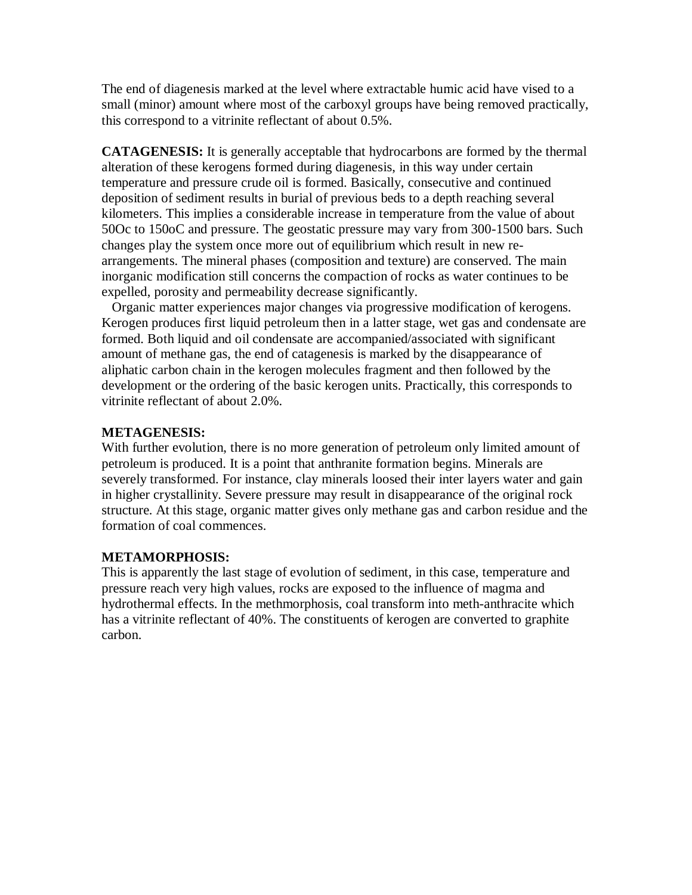The end of diagenesis marked at the level where extractable humic acid have vised to a small (minor) amount where most of the carboxyl groups have being removed practically, this correspond to a vitrinite reflectant of about 0.5%.

**CATAGENESIS:** It is generally acceptable that hydrocarbons are formed by the thermal alteration of these kerogens formed during diagenesis, in this way under certain temperature and pressure crude oil is formed. Basically, consecutive and continued deposition of sediment results in burial of previous beds to a depth reaching several kilometers. This implies a considerable increase in temperature from the value of about 50Oc to 150oC and pressure. The geostatic pressure may vary from 300-1500 bars. Such changes play the system once more out of equilibrium which result in new re-arrangements. The mineral phases (composition and texture) are conserved. The main inorganic modification still concerns the compaction of rocks as water continues to be expelled, porosity and permeability decrease significantly.

Organic matter experiences major changes via progressive modification of kerogens. Kerogen produces first liquid petroleum then in a latter stage, wet gas and condensate are formed. Both liquid and oil condensate are accompanied/associated with significant amount of methane gas, the end of catagenesis is marked by the disappearance of aliphatic carbon chain in the kerogen molecules fragment and then followed by the development or the ordering of the basic kerogen units. Practically, this corresponds to vitrinite reflectant of about 2.0%.

**METAGENESIS:**

With further evolution, there is no more generation of petroleum only limited amount of petroleum is produced. It is a point that anthranite formation begins. Minerals are severely transformed. For instance, clay minerals loosed their inter layers water and gain in higher crystallinity. Severe pressure may result in disappearance of the original rock structure. At this stage, organic matter gives only methane gas and carbon residue and the formation of coal commences.

**METAMORPHOSIS:**

This is apparently the last stage of evolution of sediment, in this case, temperature and pressure reach very high values, rocks are exposed to the influence of magma and hydrothermal effects. In the methmorphosis, coal transform into meth-anthracite which has a vitrinite reflectant of 40%. The constituents of kerogen are converted to graphite carbon.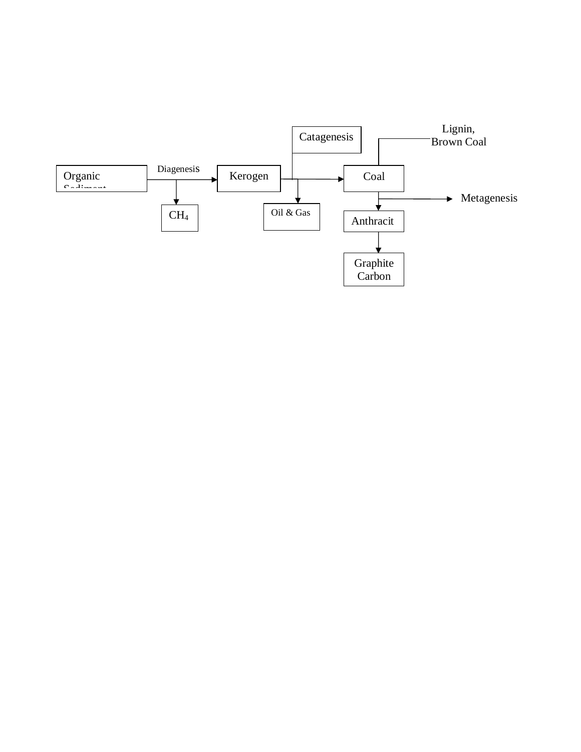Catagenesis

Lignin, Brown Coal

Organic Sediment

Diagenesis

Kerogen

Coal

Metagenesis

$CH_4$

Oil & Gas

Anthracit

Graphite Carbon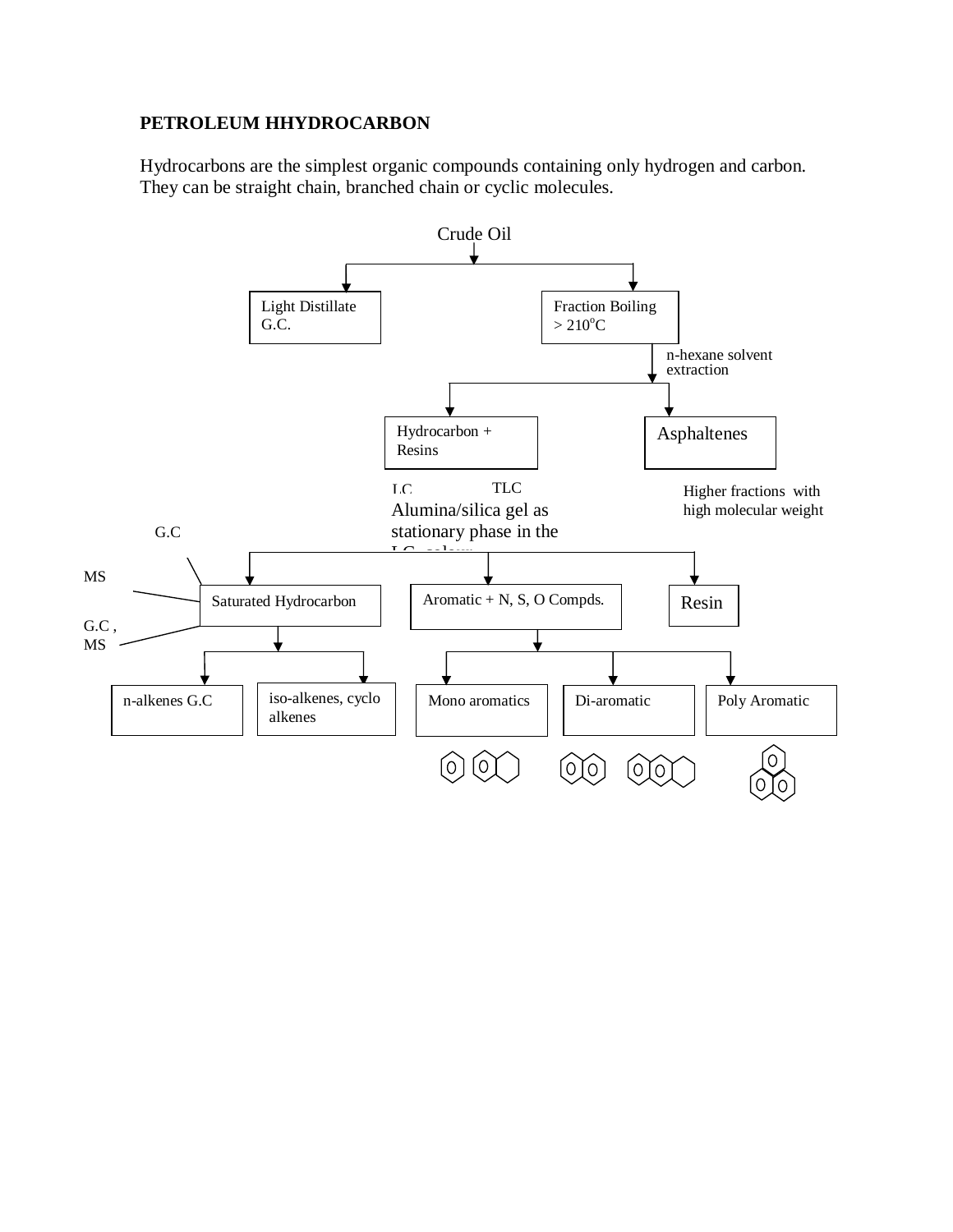**PETROLEUM HHYDROCARBON**

Hydrocarbons are the simplest organic compounds containing only hydrogen and carbon. They can be straight chain, branched chain or cyclic molecules.

Crude Oil

- Light Distillate G.C.
- Fraction Boiling > 210$^{o}$C
  - n-hexane solvent extraction
    - Hydrocarbon + Resins
      - LC TLC
      - Alumina/silica gel as stationary phase in the LC column
        - Saturated Hydrocarbon (G.C, MS, G.C , MS)
          - n-alkenes G.C
          - iso-alkenes, cyclo alkenes
        - Aromatic + N, S, O Compds.
          - Mono aromatics
          - Di-aromatic
          - Poly Aromatic
        - Resin
    - Asphaltenes
      - Higher fractions with high molecular weight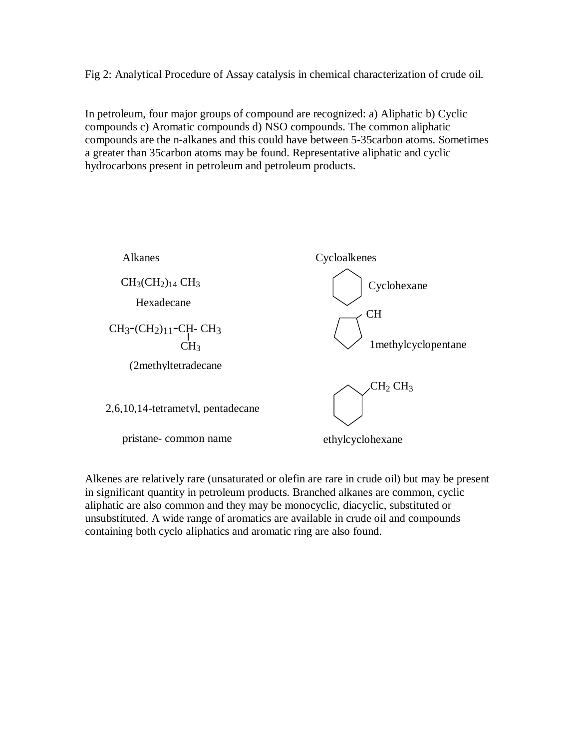Fig 2: Analytical Procedure of Assay catalysis in chemical characterization of crude oil.

In petroleum, four major groups of compound are recognized: a) Aliphatic b) Cyclic compounds c) Aromatic compounds d) NSO compounds. The common aliphatic compounds are the n-alkanes and this could have between 5-35carbon atoms. Sometimes a greater than 35carbon atoms may be found. Representative aliphatic and cyclic hydrocarbons present in petroleum and petroleum products.

Alkanes

$CH_3(CH_2)_{14}\ CH_3$

Hexadecane

$CH_3\text{-}(CH_2)_{11}\text{-}CH\text{-}\ CH_3$
with $CH_3$ attached to CH

(2methyltetradecane

2,6,10,14-tetrametyl, pentadecane

pristane- common name

Cycloalkenes

Cyclohexane

CH

1methylcyclopentane

$CH_2\ CH_3$

ethylcyclohexane

Alkenes are relatively rare (unsaturated or olefin are rare in crude oil) but may be present in significant quantity in petroleum products. Branched alkanes are common, cyclic aliphatic are also common and they may be monocyclic, diacyclic, substituted or unsubstituted. A wide range of aromatics are available in crude oil and compounds containing both cyclo aliphatics and aromatic ring are also found.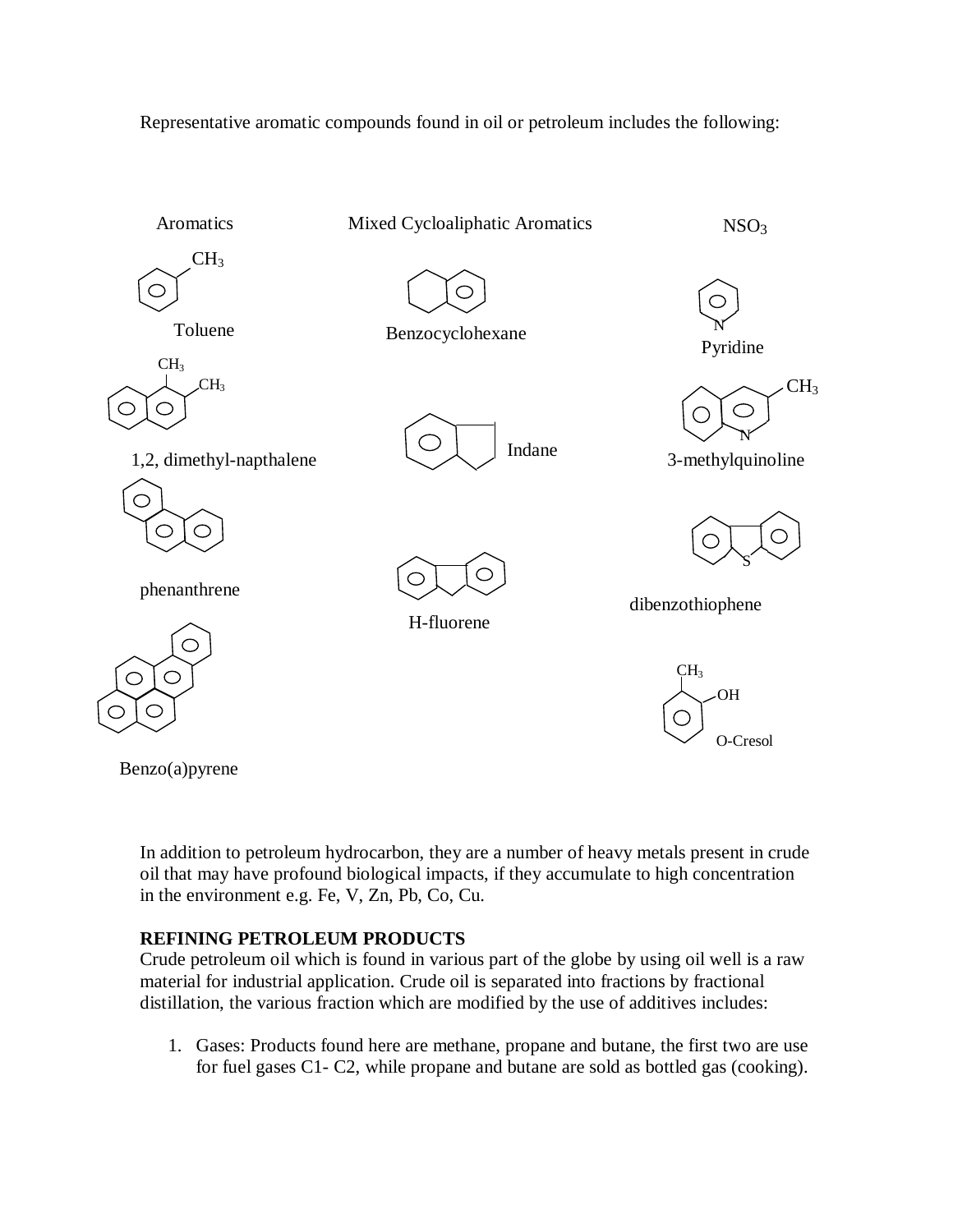Representative aromatic compounds found in oil or petroleum includes the following:

| Aromatics | Mixed Cycloaliphatic Aromatics | $NSO_3$ |
|---|---|---|
| Toluene | Benzocyclohexane | Pyridine |
| 1,2, dimethyl-napthalene | Indane | 3-methylquinoline |
| phenanthrene | H-fluorene | dibenzothiophene |
| Benzo(a)pyrene | | O-Cresol |

In addition to petroleum hydrocarbon, they are a number of heavy metals present in crude oil that may have profound biological impacts, if they accumulate to high concentration in the environment e.g. Fe, V, Zn, Pb, Co, Cu.

**REFINING PETROLEUM PRODUCTS**

Crude petroleum oil which is found in various part of the globe by using oil well is a raw material for industrial application. Crude oil is separated into fractions by fractional distillation, the various fraction which are modified by the use of additives includes:

1. Gases: Products found here are methane, propane and butane, the first two are use for fuel gases C1- C2, while propane and butane are sold as bottled gas (cooking).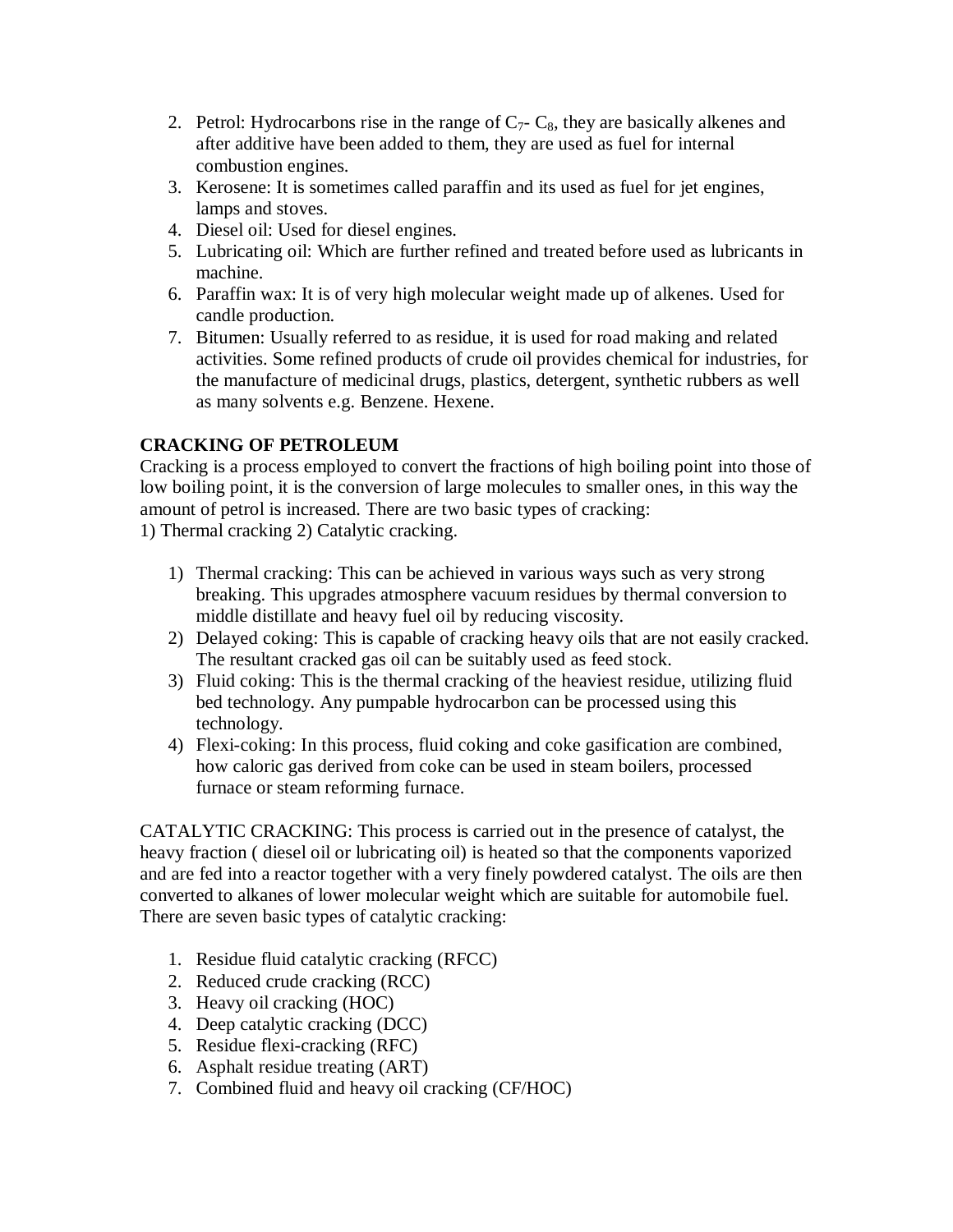2. Petrol: Hydrocarbons rise in the range of $C_7$- $C_8$, they are basically alkenes and after additive have been added to them, they are used as fuel for internal combustion engines.
3. Kerosene: It is sometimes called paraffin and its used as fuel for jet engines, lamps and stoves.
4. Diesel oil: Used for diesel engines.
5. Lubricating oil: Which are further refined and treated before used as lubricants in machine.
6. Paraffin wax: It is of very high molecular weight made up of alkenes. Used for candle production.
7. Bitumen: Usually referred to as residue, it is used for road making and related activities. Some refined products of crude oil provides chemical for industries, for the manufacture of medicinal drugs, plastics, detergent, synthetic rubbers as well as many solvents e.g. Benzene. Hexene.

**CRACKING OF PETROLEUM**

Cracking is a process employed to convert the fractions of high boiling point into those of low boiling point, it is the conversion of large molecules to smaller ones, in this way the amount of petrol is increased. There are two basic types of cracking:
1) Thermal cracking 2) Catalytic cracking.

1) Thermal cracking: This can be achieved in various ways such as very strong breaking. This upgrades atmosphere vacuum residues by thermal conversion to middle distillate and heavy fuel oil by reducing viscosity.
2) Delayed coking: This is capable of cracking heavy oils that are not easily cracked. The resultant cracked gas oil can be suitably used as feed stock.
3) Fluid coking: This is the thermal cracking of the heaviest residue, utilizing fluid bed technology. Any pumpable hydrocarbon can be processed using this technology.
4) Flexi-coking: In this process, fluid coking and coke gasification are combined, how caloric gas derived from coke can be used in steam boilers, processed furnace or steam reforming furnace.

CATALYTIC CRACKING: This process is carried out in the presence of catalyst, the heavy fraction ( diesel oil or lubricating oil) is heated so that the components vaporized and are fed into a reactor together with a very finely powdered catalyst. The oils are then converted to alkanes of lower molecular weight which are suitable for automobile fuel. There are seven basic types of catalytic cracking:

1. Residue fluid catalytic cracking (RFCC)
2. Reduced crude cracking (RCC)
3. Heavy oil cracking (HOC)
4. Deep catalytic cracking (DCC)
5. Residue flexi-cracking (RFC)
6. Asphalt residue treating (ART)
7. Combined fluid and heavy oil cracking (CF/HOC)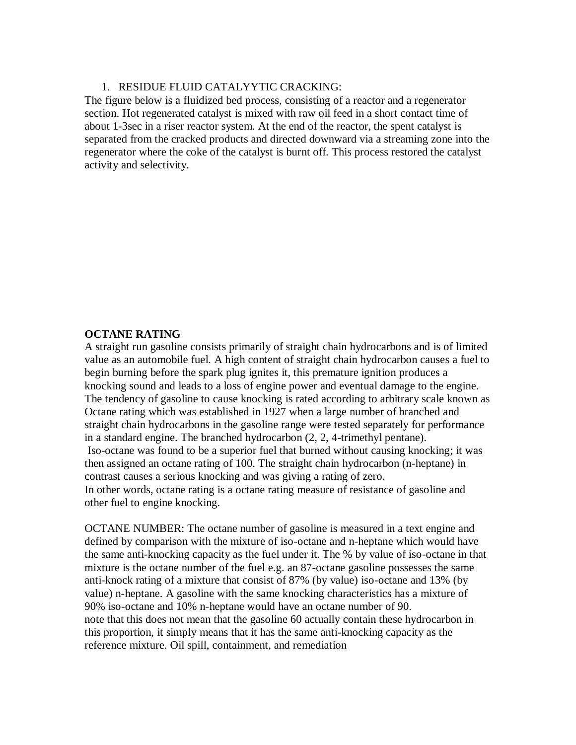1. RESIDUE FLUID CATALYYTIC CRACKING:

The figure below is a fluidized bed process, consisting of a reactor and a regenerator section. Hot regenerated catalyst is mixed with raw oil feed in a short contact time of about 1-3sec in a riser reactor system. At the end of the reactor, the spent catalyst is separated from the cracked products and directed downward via a streaming zone into the regenerator where the coke of the catalyst is burnt off. This process restored the catalyst activity and selectivity.

**OCTANE RATING**

A straight run gasoline consists primarily of straight chain hydrocarbons and is of limited value as an automobile fuel. A high content of straight chain hydrocarbon causes a fuel to begin burning before the spark plug ignites it, this premature ignition produces a knocking sound and leads to a loss of engine power and eventual damage to the engine. The tendency of gasoline to cause knocking is rated according to arbitrary scale known as Octane rating which was established in 1927 when a large number of branched and straight chain hydrocarbons in the gasoline range were tested separately for performance in a standard engine. The branched hydrocarbon (2, 2, 4-trimethyl pentane).
Iso-octane was found to be a superior fuel that burned without causing knocking; it was then assigned an octane rating of 100. The straight chain hydrocarbon (n-heptane) in contrast causes a serious knocking and was giving a rating of zero.
In other words, octane rating is a octane rating measure of resistance of gasoline and other fuel to engine knocking.

OCTANE NUMBER: The octane number of gasoline is measured in a text engine and defined by comparison with the mixture of iso-octane and n-heptane which would have the same anti-knocking capacity as the fuel under it. The % by value of iso-octane in that mixture is the octane number of the fuel e.g. an 87-octane gasoline possesses the same anti-knock rating of a mixture that consist of 87% (by value) iso-octane and 13% (by value) n-heptane. A gasoline with the same knocking characteristics has a mixture of 90% iso-octane and 10% n-heptane would have an octane number of 90.
note that this does not mean that the gasoline 60 actually contain these hydrocarbon in this proportion, it simply means that it has the same anti-knocking capacity as the reference mixture. Oil spill, containment, and remediation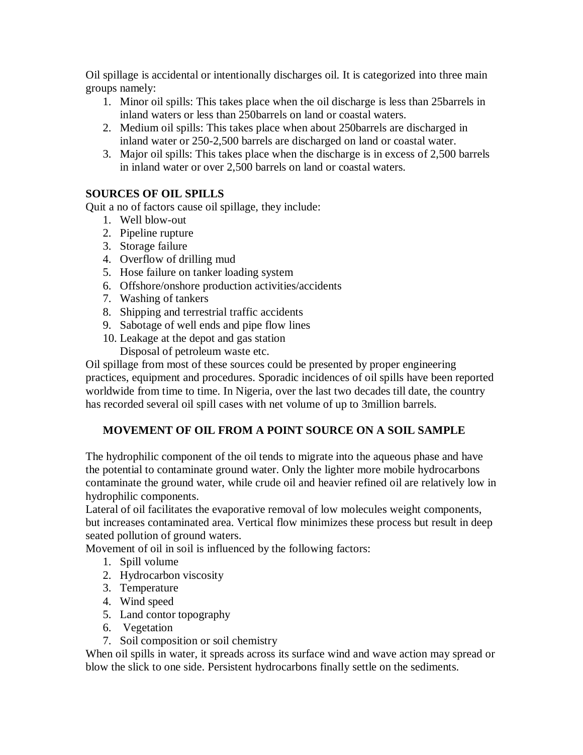Oil spillage is accidental or intentionally discharges oil. It is categorized into three main groups namely:

1. Minor oil spills: This takes place when the oil discharge is less than 25barrels in inland waters or less than 250barrels on land or coastal waters.
2. Medium oil spills: This takes place when about 250barrels are discharged in inland water or 250-2,500 barrels are discharged on land or coastal water.
3. Major oil spills: This takes place when the discharge is in excess of 2,500 barrels in inland water or over 2,500 barrels on land or coastal waters.

**SOURCES OF OIL SPILLS**

Quit a no of factors cause oil spillage, they include:

1. Well blow-out
2. Pipeline rupture
3. Storage failure
4. Overflow of drilling mud
5. Hose failure on tanker loading system
6. Offshore/onshore production activities/accidents
7. Washing of tankers
8. Shipping and terrestrial traffic accidents
9. Sabotage of well ends and pipe flow lines
10. Leakage at the depot and gas station
    Disposal of petroleum waste etc.

Oil spillage from most of these sources could be presented by proper engineering practices, equipment and procedures. Sporadic incidences of oil spills have been reported worldwide from time to time. In Nigeria, over the last two decades till date, the country has recorded several oil spill cases with net volume of up to 3million barrels.

**MOVEMENT OF OIL FROM A POINT SOURCE ON A SOIL SAMPLE**

The hydrophilic component of the oil tends to migrate into the aqueous phase and have the potential to contaminate ground water. Only the lighter more mobile hydrocarbons contaminate the ground water, while crude oil and heavier refined oil are relatively low in hydrophilic components.

Lateral of oil facilitates the evaporative removal of low molecules weight components, but increases contaminated area. Vertical flow minimizes these process but result in deep seated pollution of ground waters.

Movement of oil in soil is influenced by the following factors:

1. Spill volume
2. Hydrocarbon viscosity
3. Temperature
4. Wind speed
5. Land contor topography
6. Vegetation
7. Soil composition or soil chemistry

When oil spills in water, it spreads across its surface wind and wave action may spread or blow the slick to one side. Persistent hydrocarbons finally settle on the sediments.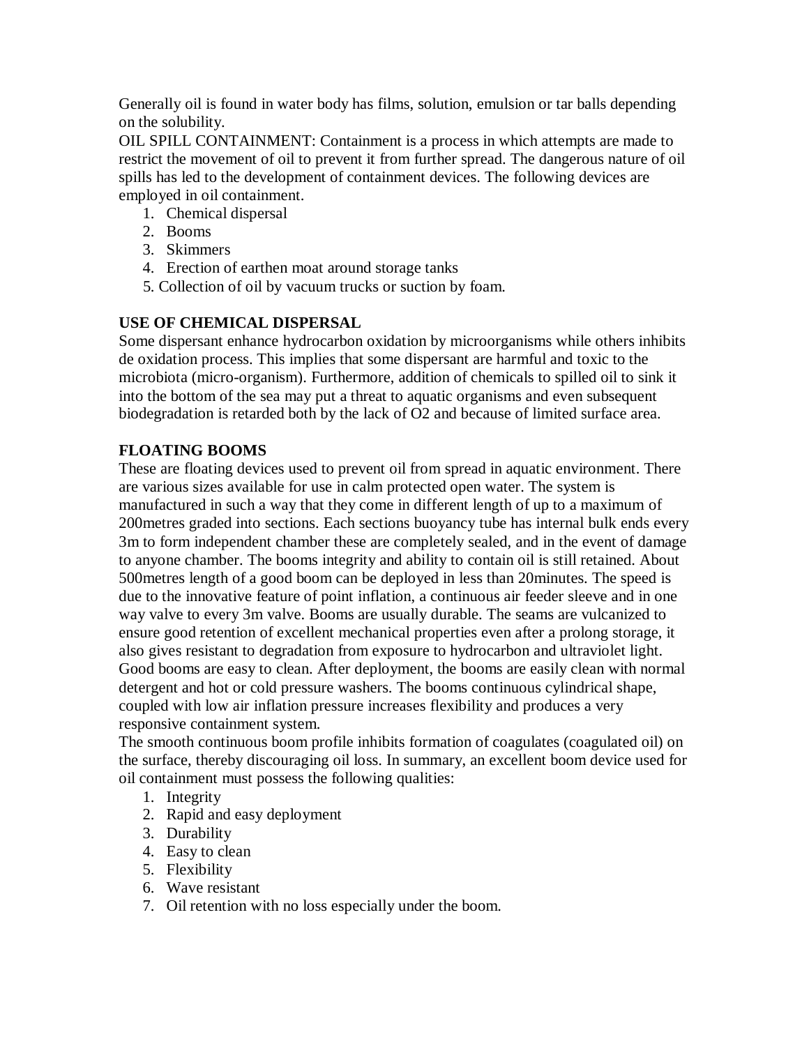Generally oil is found in water body has films, solution, emulsion or tar balls depending on the solubility.

OIL SPILL CONTAINMENT: Containment is a process in which attempts are made to restrict the movement of oil to prevent it from further spread. The dangerous nature of oil spills has led to the development of containment devices. The following devices are employed in oil containment.

1. Chemical dispersal
2. Booms
3. Skimmers
4. Erection of earthen moat around storage tanks
5. Collection of oil by vacuum trucks or suction by foam.

**USE OF CHEMICAL DISPERSAL**

Some dispersant enhance hydrocarbon oxidation by microorganisms while others inhibits de oxidation process. This implies that some dispersant are harmful and toxic to the microbiota (micro-organism). Furthermore, addition of chemicals to spilled oil to sink it into the bottom of the sea may put a threat to aquatic organisms and even subsequent biodegradation is retarded both by the lack of $O_2$ and because of limited surface area.

**FLOATING BOOMS**

These are floating devices used to prevent oil from spread in aquatic environment. There are various sizes available for use in calm protected open water. The system is manufactured in such a way that they come in different length of up to a maximum of 200metres graded into sections. Each sections buoyancy tube has internal bulk ends every 3m to form independent chamber these are completely sealed, and in the event of damage to anyone chamber. The booms integrity and ability to contain oil is still retained. About 500metres length of a good boom can be deployed in less than 20minutes. The speed is due to the innovative feature of point inflation, a continuous air feeder sleeve and in one way valve to every 3m valve. Booms are usually durable. The seams are vulcanized to ensure good retention of excellent mechanical properties even after a prolong storage, it also gives resistant to degradation from exposure to hydrocarbon and ultraviolet light. Good booms are easy to clean. After deployment, the booms are easily clean with normal detergent and hot or cold pressure washers. The booms continuous cylindrical shape, coupled with low air inflation pressure increases flexibility and produces a very responsive containment system.

The smooth continuous boom profile inhibits formation of coagulates (coagulated oil) on the surface, thereby discouraging oil loss. In summary, an excellent boom device used for oil containment must possess the following qualities:

1. Integrity
2. Rapid and easy deployment
3. Durability
4. Easy to clean
5. Flexibility
6. Wave resistant
7. Oil retention with no loss especially under the boom.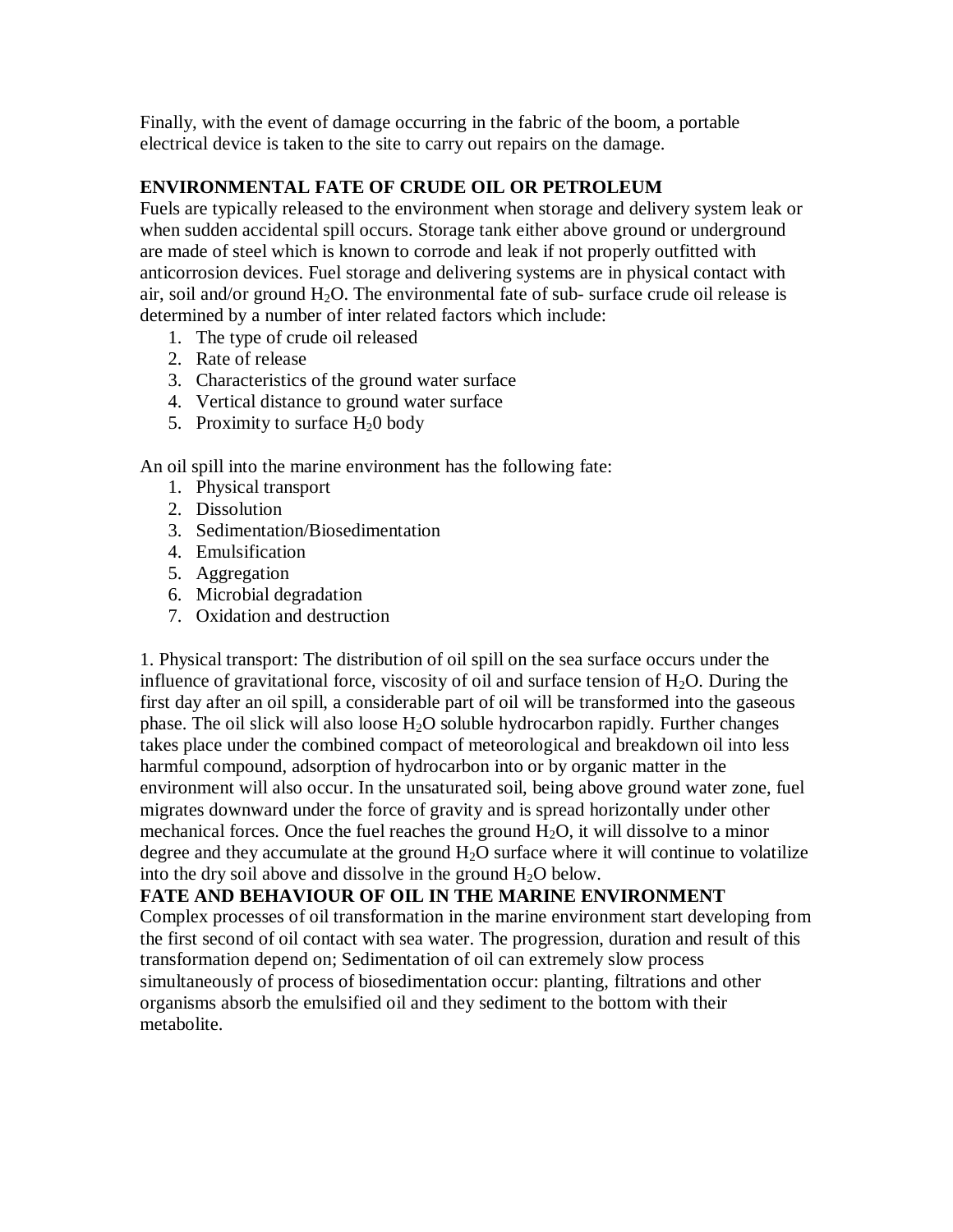Finally, with the event of damage occurring in the fabric of the boom, a portable electrical device is taken to the site to carry out repairs on the damage.

**ENVIRONMENTAL FATE OF CRUDE OIL OR PETROLEUM**

Fuels are typically released to the environment when storage and delivery system leak or when sudden accidental spill occurs. Storage tank either above ground or underground are made of steel which is known to corrode and leak if not properly outfitted with anticorrosion devices. Fuel storage and delivering systems are in physical contact with air, soil and/or ground $H_2O$. The environmental fate of sub- surface crude oil release is determined by a number of inter related factors which include:

1. The type of crude oil released
2. Rate of release
3. Characteristics of the ground water surface
4. Vertical distance to ground water surface
5. Proximity to surface $H_20$ body

An oil spill into the marine environment has the following fate:

1. Physical transport
2. Dissolution
3. Sedimentation/Biosedimentation
4. Emulsification
5. Aggregation
6. Microbial degradation
7. Oxidation and destruction

1. Physical transport: The distribution of oil spill on the sea surface occurs under the influence of gravitational force, viscosity of oil and surface tension of $H_2O$. During the first day after an oil spill, a considerable part of oil will be transformed into the gaseous phase. The oil slick will also loose $H_2O$ soluble hydrocarbon rapidly. Further changes takes place under the combined compact of meteorological and breakdown oil into less harmful compound, adsorption of hydrocarbon into or by organic matter in the environment will also occur. In the unsaturated soil, being above ground water zone, fuel migrates downward under the force of gravity and is spread horizontally under other mechanical forces. Once the fuel reaches the ground $H_2O$, it will dissolve to a minor degree and they accumulate at the ground $H_2O$ surface where it will continue to volatilize into the dry soil above and dissolve in the ground $H_2O$ below.

**FATE AND BEHAVIOUR OF OIL IN THE MARINE ENVIRONMENT**

Complex processes of oil transformation in the marine environment start developing from the first second of oil contact with sea water. The progression, duration and result of this transformation depend on; Sedimentation of oil can extremely slow process simultaneously of process of biosedimentation occur: planting, filtrations and other organisms absorb the emulsified oil and they sediment to the bottom with their metabolite.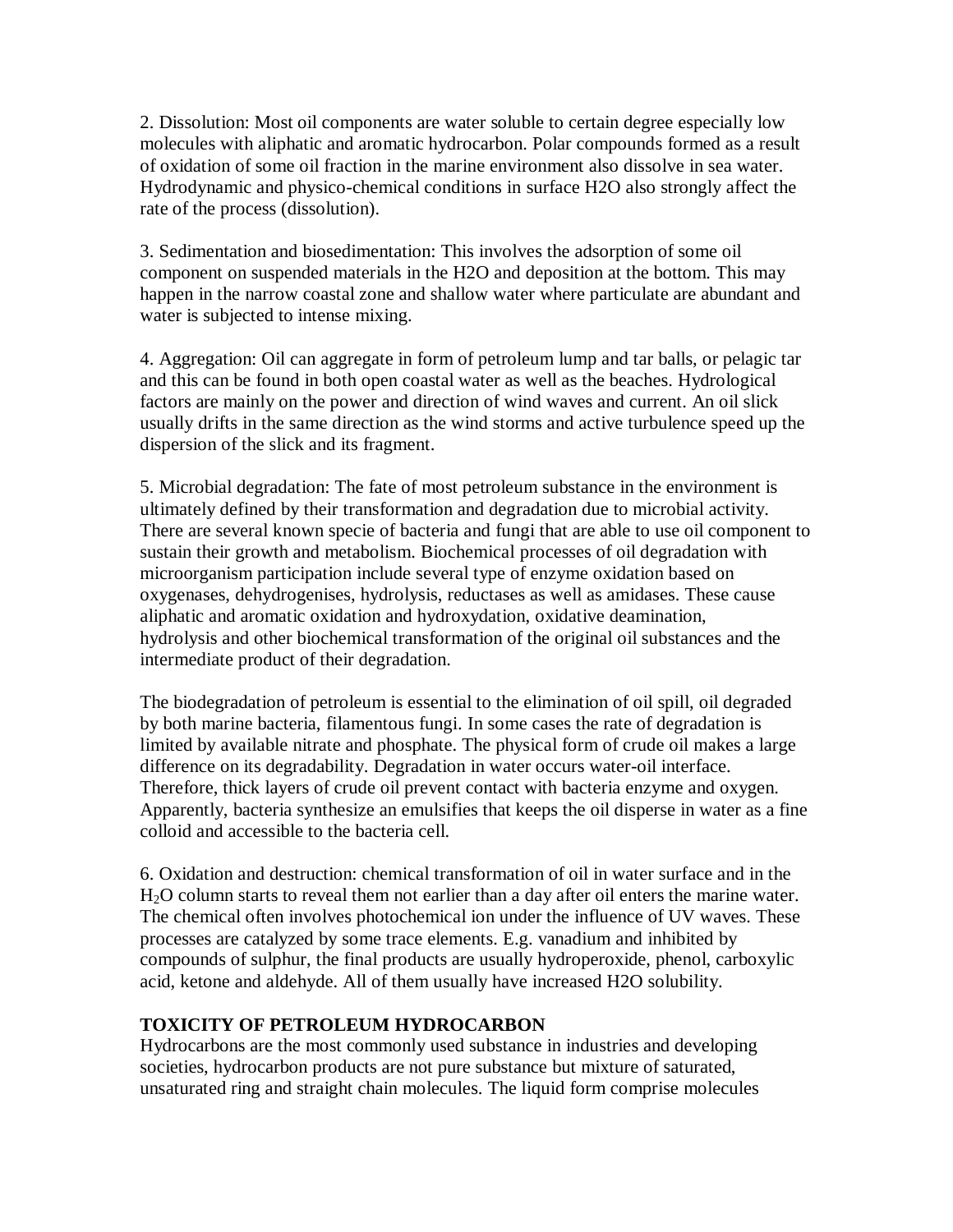2. Dissolution: Most oil components are water soluble to certain degree especially low molecules with aliphatic and aromatic hydrocarbon. Polar compounds formed as a result of oxidation of some oil fraction in the marine environment also dissolve in sea water. Hydrodynamic and physico-chemical conditions in surface H2O also strongly affect the rate of the process (dissolution).

3. Sedimentation and biosedimentation: This involves the adsorption of some oil component on suspended materials in the H2O and deposition at the bottom. This may happen in the narrow coastal zone and shallow water where particulate are abundant and water is subjected to intense mixing.

4. Aggregation: Oil can aggregate in form of petroleum lump and tar balls, or pelagic tar and this can be found in both open coastal water as well as the beaches. Hydrological factors are mainly on the power and direction of wind waves and current. An oil slick usually drifts in the same direction as the wind storms and active turbulence speed up the dispersion of the slick and its fragment.

5. Microbial degradation: The fate of most petroleum substance in the environment is ultimately defined by their transformation and degradation due to microbial activity. There are several known specie of bacteria and fungi that are able to use oil component to sustain their growth and metabolism. Biochemical processes of oil degradation with microorganism participation include several type of enzyme oxidation based on oxygenases, dehydrogenises, hydrolysis, reductases as well as amidases. These cause aliphatic and aromatic oxidation and hydroxydation, oxidative deamination, hydrolysis and other biochemical transformation of the original oil substances and the intermediate product of their degradation.

The biodegradation of petroleum is essential to the elimination of oil spill, oil degraded by both marine bacteria, filamentous fungi. In some cases the rate of degradation is limited by available nitrate and phosphate. The physical form of crude oil makes a large difference on its degradability. Degradation in water occurs water-oil interface. Therefore, thick layers of crude oil prevent contact with bacteria enzyme and oxygen. Apparently, bacteria synthesize an emulsifies that keeps the oil disperse in water as a fine colloid and accessible to the bacteria cell.

6. Oxidation and destruction: chemical transformation of oil in water surface and in the $H_2O$ column starts to reveal them not earlier than a day after oil enters the marine water. The chemical often involves photochemical ion under the influence of UV waves. These processes are catalyzed by some trace elements. E.g. vanadium and inhibited by compounds of sulphur, the final products are usually hydroperoxide, phenol, carboxylic acid, ketone and aldehyde. All of them usually have increased H2O solubility.

**TOXICITY OF PETROLEUM HYDROCARBON**

Hydrocarbons are the most commonly used substance in industries and developing societies, hydrocarbon products are not pure substance but mixture of saturated, unsaturated ring and straight chain molecules. The liquid form comprise molecules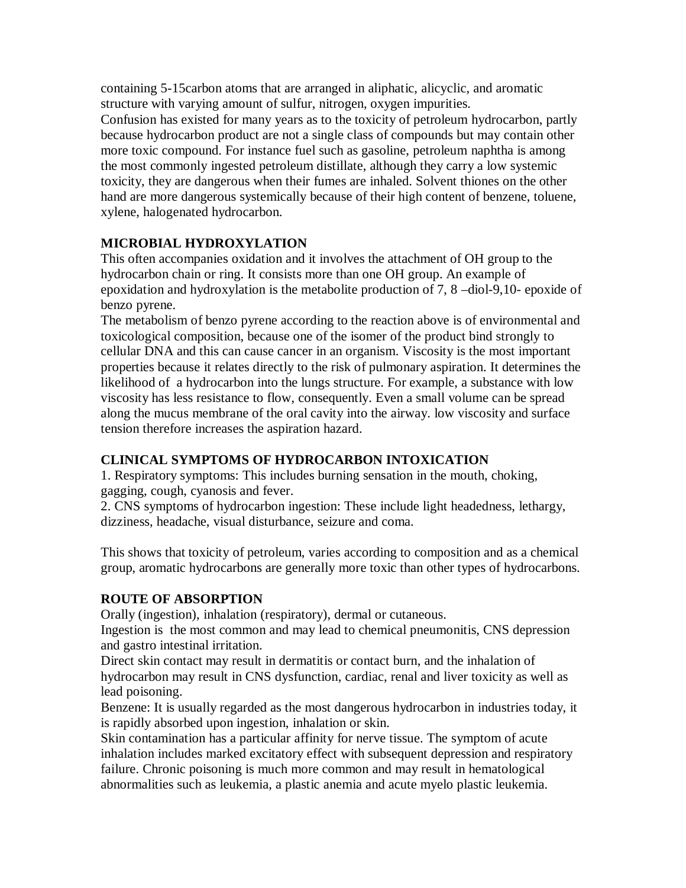containing 5-15carbon atoms that are arranged in aliphatic, alicyclic, and aromatic structure with varying amount of sulfur, nitrogen, oxygen impurities.

Confusion has existed for many years as to the toxicity of petroleum hydrocarbon, partly because hydrocarbon product are not a single class of compounds but may contain other more toxic compound. For instance fuel such as gasoline, petroleum naphtha is among the most commonly ingested petroleum distillate, although they carry a low systemic toxicity, they are dangerous when their fumes are inhaled. Solvent thiones on the other hand are more dangerous systemically because of their high content of benzene, toluene, xylene, halogenated hydrocarbon.

## MICROBIAL HYDROXYLATION

This often accompanies oxidation and it involves the attachment of OH group to the hydrocarbon chain or ring. It consists more than one OH group. An example of epoxidation and hydroxylation is the metabolite production of 7, 8 –diol-9,10- epoxide of benzo pyrene.

The metabolism of benzo pyrene according to the reaction above is of environmental and toxicological composition, because one of the isomer of the product bind strongly to cellular DNA and this can cause cancer in an organism. Viscosity is the most important properties because it relates directly to the risk of pulmonary aspiration. It determines the likelihood of a hydrocarbon into the lungs structure. For example, a substance with low viscosity has less resistance to flow, consequently. Even a small volume can be spread along the mucus membrane of the oral cavity into the airway. low viscosity and surface tension therefore increases the aspiration hazard.

## CLINICAL SYMPTOMS OF HYDROCARBON INTOXICATION

1. Respiratory symptoms: This includes burning sensation in the mouth, choking, gagging, cough, cyanosis and fever.
2. CNS symptoms of hydrocarbon ingestion: These include light headedness, lethargy, dizziness, headache, visual disturbance, seizure and coma.

This shows that toxicity of petroleum, varies according to composition and as a chemical group, aromatic hydrocarbons are generally more toxic than other types of hydrocarbons.

## ROUTE OF ABSORPTION

Orally (ingestion), inhalation (respiratory), dermal or cutaneous.

Ingestion is the most common and may lead to chemical pneumonitis, CNS depression and gastro intestinal irritation.

Direct skin contact may result in dermatitis or contact burn, and the inhalation of hydrocarbon may result in CNS dysfunction, cardiac, renal and liver toxicity as well as lead poisoning.

Benzene: It is usually regarded as the most dangerous hydrocarbon in industries today, it is rapidly absorbed upon ingestion, inhalation or skin.

Skin contamination has a particular affinity for nerve tissue. The symptom of acute inhalation includes marked excitatory effect with subsequent depression and respiratory failure. Chronic poisoning is much more common and may result in hematological abnormalities such as leukemia, a plastic anemia and acute myelo plastic leukemia.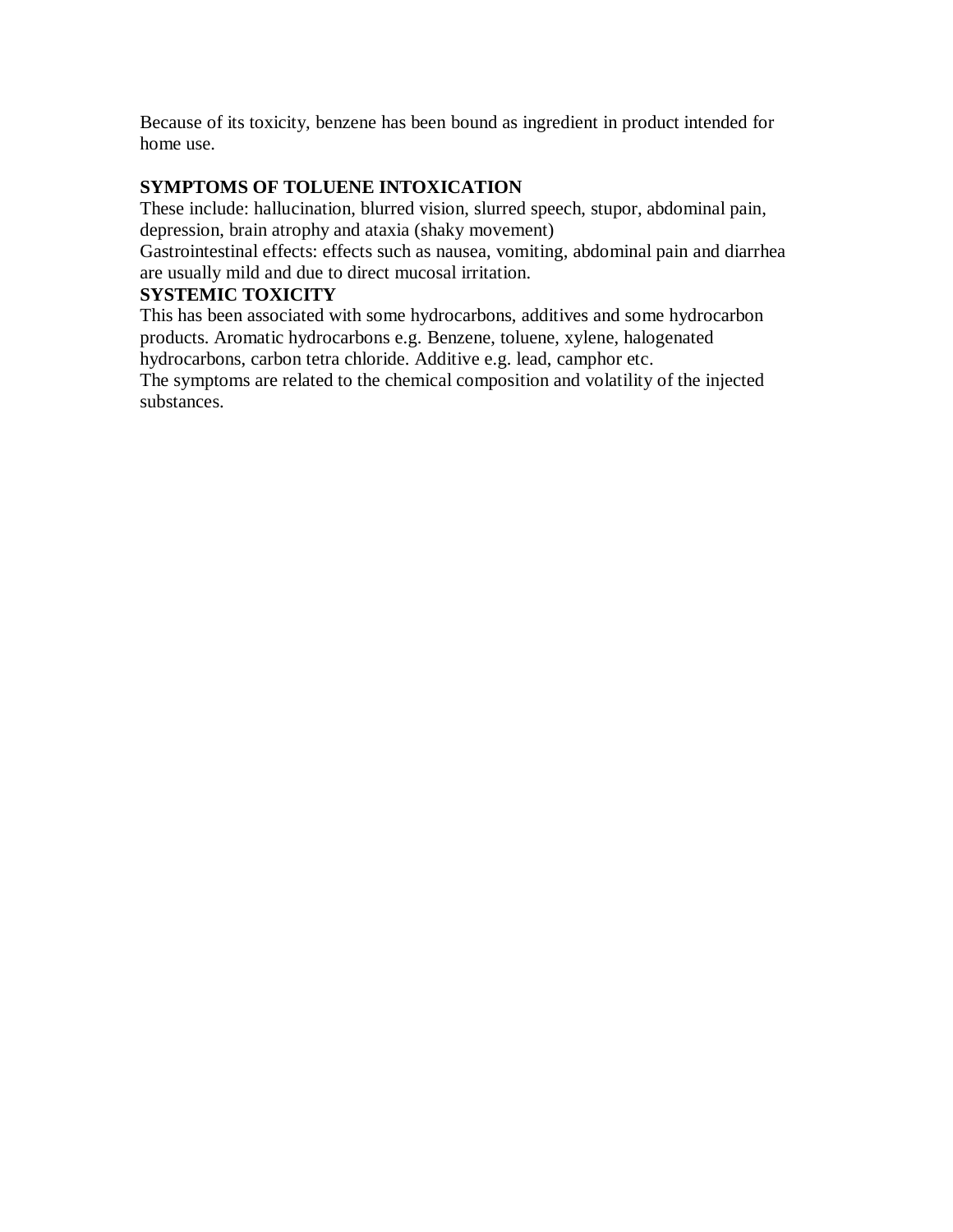Because of its toxicity, benzene has been bound as ingredient in product intended for home use.

**SYMPTOMS OF TOLUENE INTOXICATION**

These include: hallucination, blurred vision, slurred speech, stupor, abdominal pain, depression, brain atrophy and ataxia (shaky movement)

Gastrointestinal effects: effects such as nausea, vomiting, abdominal pain and diarrhea are usually mild and due to direct mucosal irritation.

**SYSTEMIC TOXICITY**

This has been associated with some hydrocarbons, additives and some hydrocarbon products. Aromatic hydrocarbons e.g. Benzene, toluene, xylene, halogenated hydrocarbons, carbon tetra chloride. Additive e.g. lead, camphor etc.

The symptoms are related to the chemical composition and volatility of the injected substances.